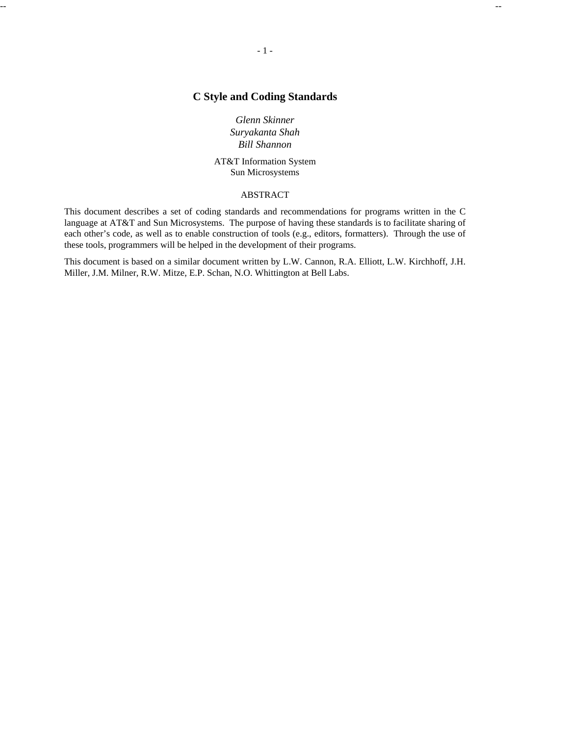# C Style and Coding Standards

*Glenn Skinner*
*Suryakanta Shah*
*Bill Shannon*

AT&T Information System
Sun Microsystems

## ABSTRACT

This document describes a set of coding standards and recommendations for programs written in the C language at AT&T and Sun Microsystems. The purpose of having these standards is to facilitate sharing of each other's code, as well as to enable construction of tools (e.g., editors, formatters). Through the use of these tools, programmers will be helped in the development of their programs.

This document is based on a similar document written by L.W. Cannon, R.A. Elliott, L.W. Kirchhoff, J.H. Miller, J.M. Milner, R.W. Mitze, E.P. Schan, N.O. Whittington at Bell Labs.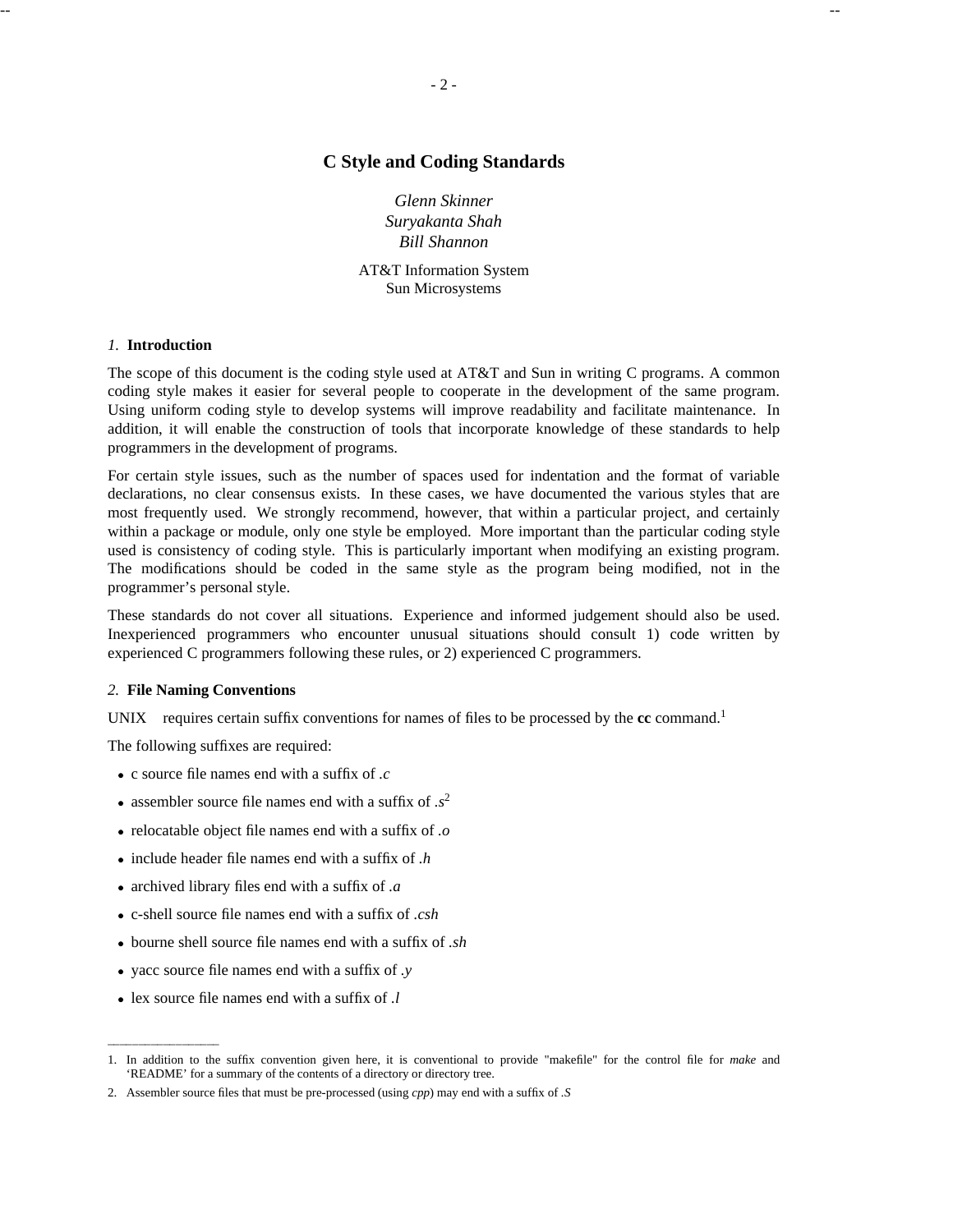# C Style and Coding Standards

*Glenn Skinner*
*Suryakanta Shah*
*Bill Shannon*

AT&T Information System
Sun Microsystems

## *1.* Introduction

The scope of this document is the coding style used at AT&T and Sun in writing C programs. A common coding style makes it easier for several people to cooperate in the development of the same program. Using uniform coding style to develop systems will improve readability and facilitate maintenance. In addition, it will enable the construction of tools that incorporate knowledge of these standards to help programmers in the development of programs.

For certain style issues, such as the number of spaces used for indentation and the format of variable declarations, no clear consensus exists. In these cases, we have documented the various styles that are most frequently used. We strongly recommend, however, that within a particular project, and certainly within a package or module, only one style be employed. More important than the particular coding style used is consistency of coding style. This is particularly important when modifying an existing program. The modifications should be coded in the same style as the program being modified, not in the programmer's personal style.

These standards do not cover all situations. Experience and informed judgement should also be used. Inexperienced programmers who encounter unusual situations should consult 1) code written by experienced C programmers following these rules, or 2) experienced C programmers.

## *2.* File Naming Conventions

UNIX requires certain suffix conventions for names of files to be processed by the **cc** command.[1]

The following suffixes are required:

- c source file names end with a suffix of *.c*
- assembler source file names end with a suffix of *.s*[2]
- relocatable object file names end with a suffix of *.o*
- include header file names end with a suffix of *.h*
- archived library files end with a suffix of *.a*
- c-shell source file names end with a suffix of *.csh*
- bourne shell source file names end with a suffix of *.sh*
- yacc source file names end with a suffix of *.y*
- lex source file names end with a suffix of *.l*

---

1. In addition to the suffix convention given here, it is conventional to provide "makefile" for the control file for *make* and 'README' for a summary of the contents of a directory or directory tree.

2. Assembler source files that must be pre-processed (using *cpp*) may end with a suffix of *.S*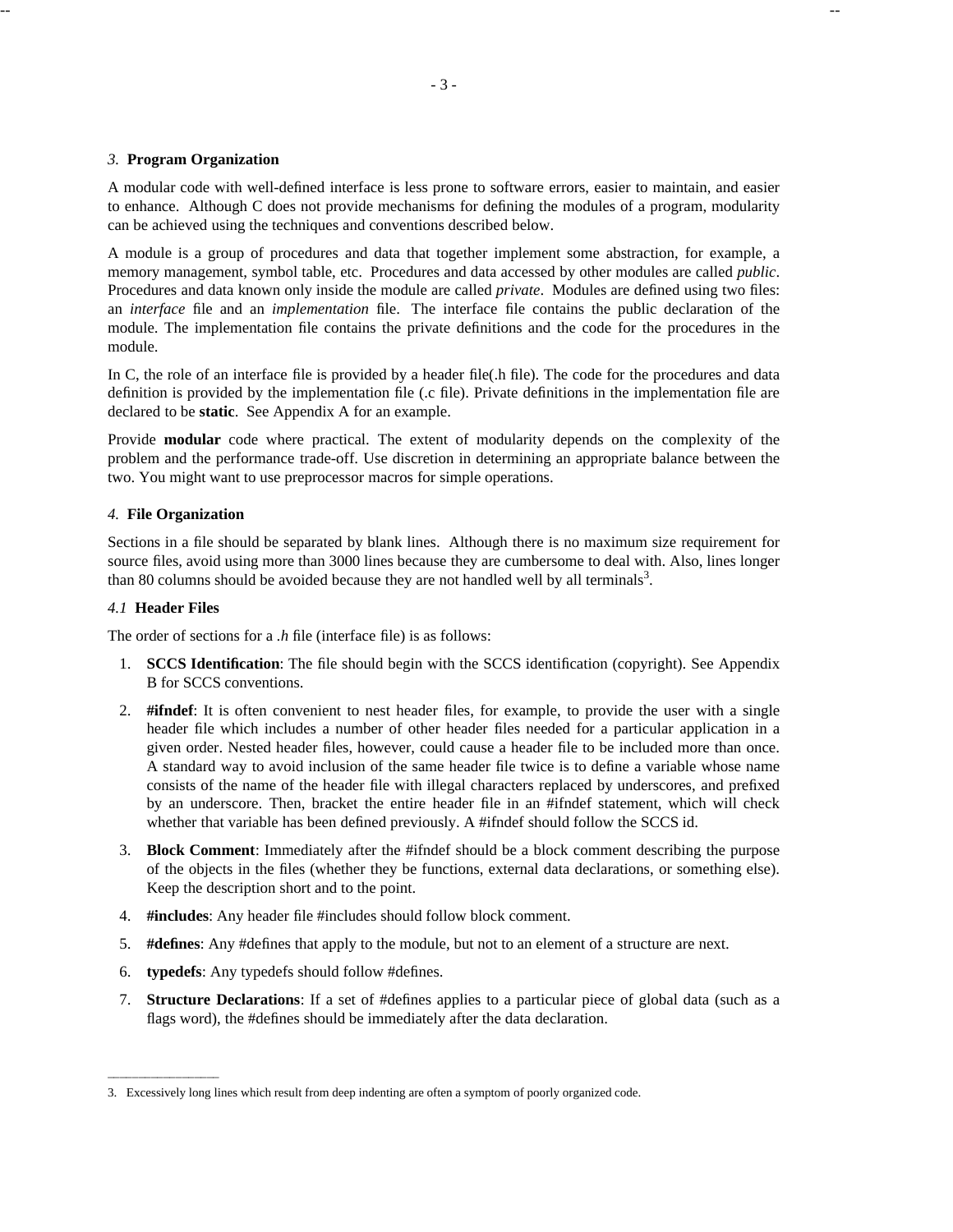## *3.* Program Organization

A modular code with well-defined interface is less prone to software errors, easier to maintain, and easier to enhance. Although C does not provide mechanisms for defining the modules of a program, modularity can be achieved using the techniques and conventions described below.

A module is a group of procedures and data that together implement some abstraction, for example, a memory management, symbol table, etc. Procedures and data accessed by other modules are called *public*. Procedures and data known only inside the module are called *private*. Modules are defined using two files: an *interface* file and an *implementation* file. The interface file contains the public declaration of the module. The implementation file contains the private definitions and the code for the procedures in the module.

In C, the role of an interface file is provided by a header file(.h file). The code for the procedures and data definition is provided by the implementation file (.c file). Private definitions in the implementation file are declared to be **static**. See Appendix A for an example.

Provide **modular** code where practical. The extent of modularity depends on the complexity of the problem and the performance trade-off. Use discretion in determining an appropriate balance between the two. You might want to use preprocessor macros for simple operations.

## *4.* File Organization

Sections in a file should be separated by blank lines. Although there is no maximum size requirement for source files, avoid using more than 3000 lines because they are cumbersome to deal with. Also, lines longer than 80 columns should be avoided because they are not handled well by all terminals[3].

### *4.1* Header Files

The order of sections for a *.h* file (interface file) is as follows:

1. **SCCS Identification**: The file should begin with the SCCS identification (copyright). See Appendix B for SCCS conventions.
2. **#ifndef**: It is often convenient to nest header files, for example, to provide the user with a single header file which includes a number of other header files needed for a particular application in a given order. Nested header files, however, could cause a header file to be included more than once. A standard way to avoid inclusion of the same header file twice is to define a variable whose name consists of the name of the header file with illegal characters replaced by underscores, and prefixed by an underscore. Then, bracket the entire header file in an #ifndef statement, which will check whether that variable has been defined previously. A #ifndef should follow the SCCS id.
3. **Block Comment**: Immediately after the #ifndef should be a block comment describing the purpose of the objects in the files (whether they be functions, external data declarations, or something else). Keep the description short and to the point.
4. **#includes**: Any header file #includes should follow block comment.
5. **#defines**: Any #defines that apply to the module, but not to an element of a structure are next.
6. **typedefs**: Any typedefs should follow #defines.
7. **Structure Declarations**: If a set of #defines applies to a particular piece of global data (such as a flags word), the #defines should be immediately after the data declaration.

---

3. Excessively long lines which result from deep indenting are often a symptom of poorly organized code.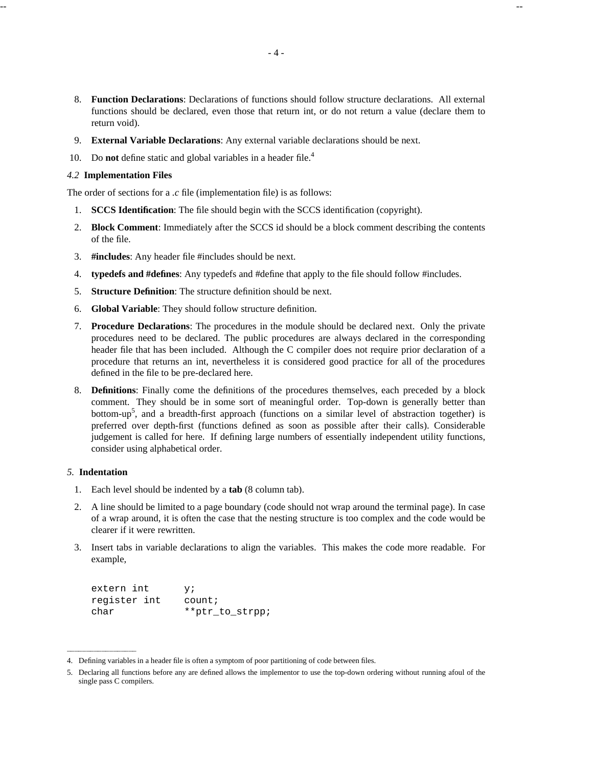8. **Function Declarations**: Declarations of functions should follow structure declarations. All external functions should be declared, even those that return int, or do not return a value (declare them to return void).

9. **External Variable Declarations**: Any external variable declarations should be next.

10. Do **not** define static and global variables in a header file.[4]

### *4.2* Implementation Files

The order of sections for a *.c* file (implementation file) is as follows:

1. **SCCS Identification**: The file should begin with the SCCS identification (copyright).

2. **Block Comment**: Immediately after the SCCS id should be a block comment describing the contents of the file.

3. **#includes**: Any header file #includes should be next.

4. **typedefs and #defines**: Any typedefs and #define that apply to the file should follow #includes.

5. **Structure Definition**: The structure definition should be next.

6. **Global Variable**: They should follow structure definition.

7. **Procedure Declarations**: The procedures in the module should be declared next. Only the private procedures need to be declared. The public procedures are always declared in the corresponding header file that has been included. Although the C compiler does not require prior declaration of a procedure that returns an int, nevertheless it is considered good practice for all of the procedures defined in the file to be pre-declared here.

8. **Definitions**: Finally come the definitions of the procedures themselves, each preceded by a block comment. They should be in some sort of meaningful order. Top-down is generally better than bottom-up[5], and a breadth-first approach (functions on a similar level of abstraction together) is preferred over depth-first (functions defined as soon as possible after their calls). Considerable judgement is called for here. If defining large numbers of essentially independent utility functions, consider using alphabetical order.

## *5.* Indentation

1. Each level should be indented by a **tab** (8 column tab).

2. A line should be limited to a page boundary (code should not wrap around the terminal page). In case of a wrap around, it is often the case that the nesting structure is too complex and the code would be clearer if it were rewritten.

3. Insert tabs in variable declarations to align the variables. This makes the code more readable. For example,

```
extern int      y;
register int    count;
char            **ptr_to_strpp;
```

---

4. Defining variables in a header file is often a symptom of poor partitioning of code between files.

5. Declaring all functions before any are defined allows the implementor to use the top-down ordering without running afoul of the single pass C compilers.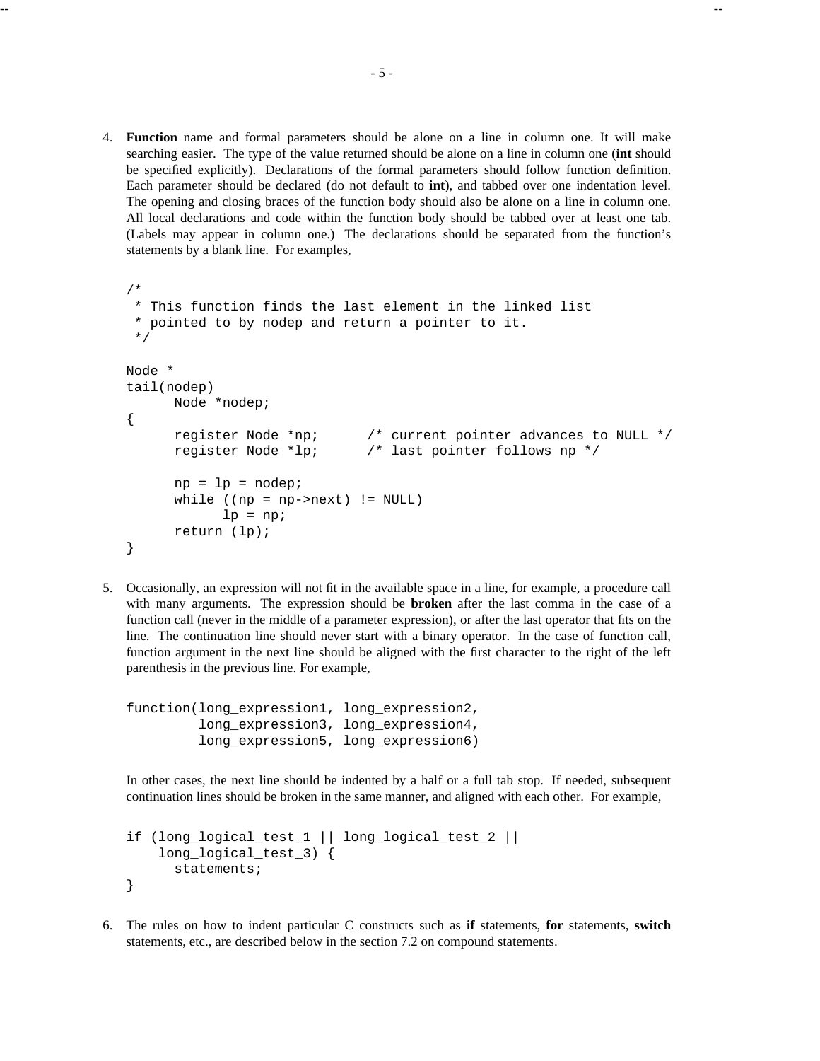4. **Function** name and formal parameters should be alone on a line in column one. It will make searching easier. The type of the value returned should be alone on a line in column one (**int** should be specified explicitly). Declarations of the formal parameters should follow function definition. Each parameter should be declared (do not default to **int**), and tabbed over one indentation level. The opening and closing braces of the function body should also be alone on a line in column one. All local declarations and code within the function body should be tabbed over at least one tab. (Labels may appear in column one.) The declarations should be separated from the function's statements by a blank line. For examples,

```
/*
 * This function finds the last element in the linked list
 * pointed to by nodep and return a pointer to it.
 */

Node *
tail(nodep)
	Node *nodep;
{
	register Node *np;	/* current pointer advances to NULL */
	register Node *lp;	/* last pointer follows np */

	np = lp = nodep;
	while ((np = np->next) != NULL)
		lp = np;
	return (lp);
}
```

5. Occasionally, an expression will not fit in the available space in a line, for example, a procedure call with many arguments. The expression should be **broken** after the last comma in the case of a function call (never in the middle of a parameter expression), or after the last operator that fits on the line. The continuation line should never start with a binary operator. In the case of function call, function argument in the next line should be aligned with the first character to the right of the left parenthesis in the previous line. For example,

```
function(long_expression1, long_expression2,
         long_expression3, long_expression4,
         long_expression5, long_expression6)
```

In other cases, the next line should be indented by a half or a full tab stop. If needed, subsequent continuation lines should be broken in the same manner, and aligned with each other. For example,

```
if (long_logical_test_1 || long_logical_test_2 ||
    long_logical_test_3) {
	statements;
}
```

6. The rules on how to indent particular C constructs such as **if** statements, **for** statements, **switch** statements, etc., are described below in the section 7.2 on compound statements.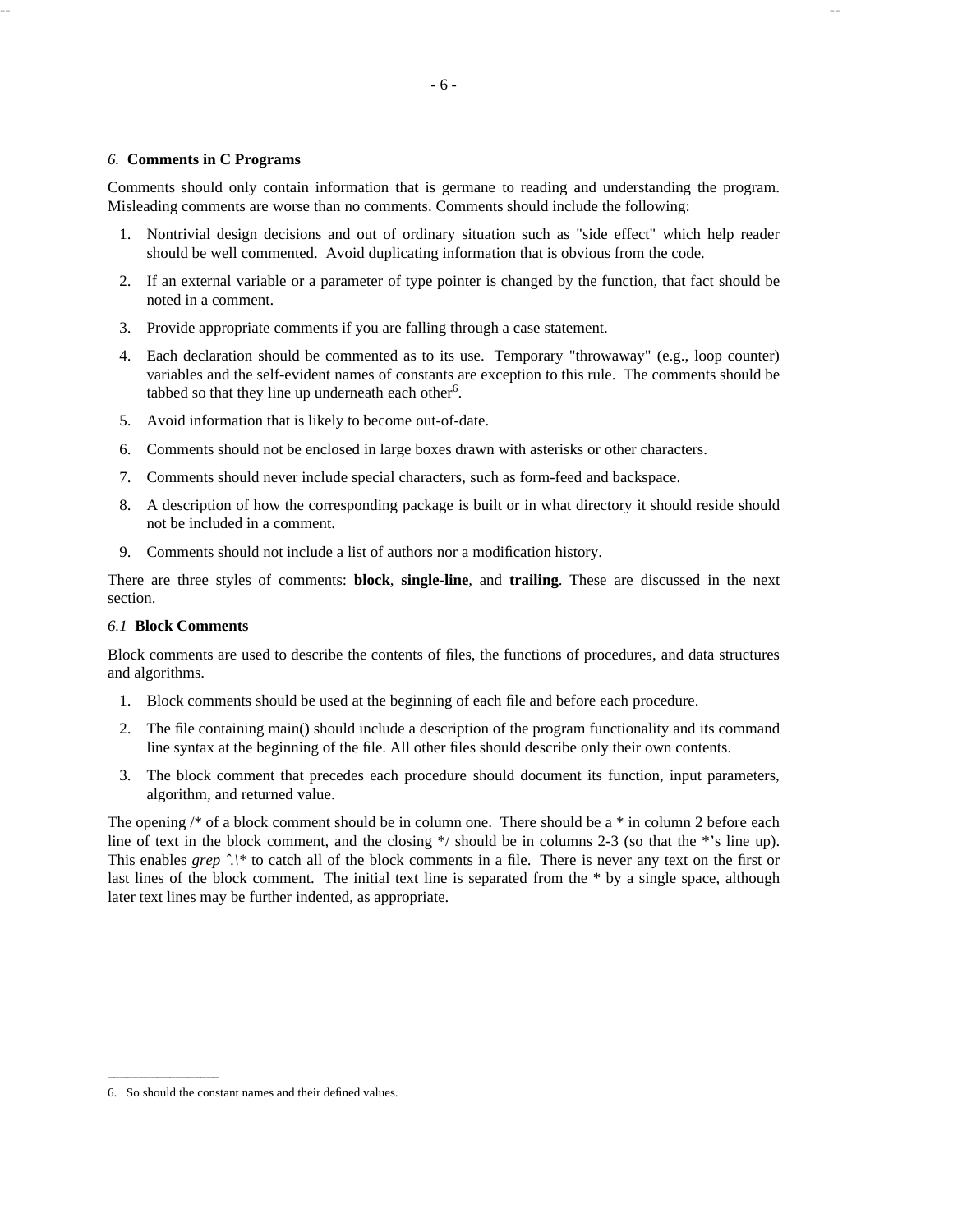## *6.* Comments in C Programs

Comments should only contain information that is germane to reading and understanding the program. Misleading comments are worse than no comments. Comments should include the following:

1. Nontrivial design decisions and out of ordinary situation such as "side effect" which help reader should be well commented. Avoid duplicating information that is obvious from the code.
2. If an external variable or a parameter of type pointer is changed by the function, that fact should be noted in a comment.
3. Provide appropriate comments if you are falling through a case statement.
4. Each declaration should be commented as to its use. Temporary "throwaway" (e.g., loop counter) variables and the self-evident names of constants are exception to this rule. The comments should be tabbed so that they line up underneath each other[6].
5. Avoid information that is likely to become out-of-date.
6. Comments should not be enclosed in large boxes drawn with asterisks or other characters.
7. Comments should never include special characters, such as form-feed and backspace.
8. A description of how the corresponding package is built or in what directory it should reside should not be included in a comment.
9. Comments should not include a list of authors nor a modification history.

There are three styles of comments: **block**, **single-line**, and **trailing**. These are discussed in the next section.

### *6.1* Block Comments

Block comments are used to describe the contents of files, the functions of procedures, and data structures and algorithms.

1. Block comments should be used at the beginning of each file and before each procedure.
2. The file containing main() should include a description of the program functionality and its command line syntax at the beginning of the file. All other files should describe only their own contents.
3. The block comment that precedes each procedure should document its function, input parameters, algorithm, and returned value.

The opening /* of a block comment should be in column one. There should be a * in column 2 before each line of text in the block comment, and the closing */ should be in columns 2-3 (so that the *'s line up). This enables *grep* ^.\* to catch all of the block comments in a file. There is never any text on the first or last lines of the block comment. The initial text line is separated from the * by a single space, although later text lines may be further indented, as appropriate.

---

6. So should the constant names and their defined values.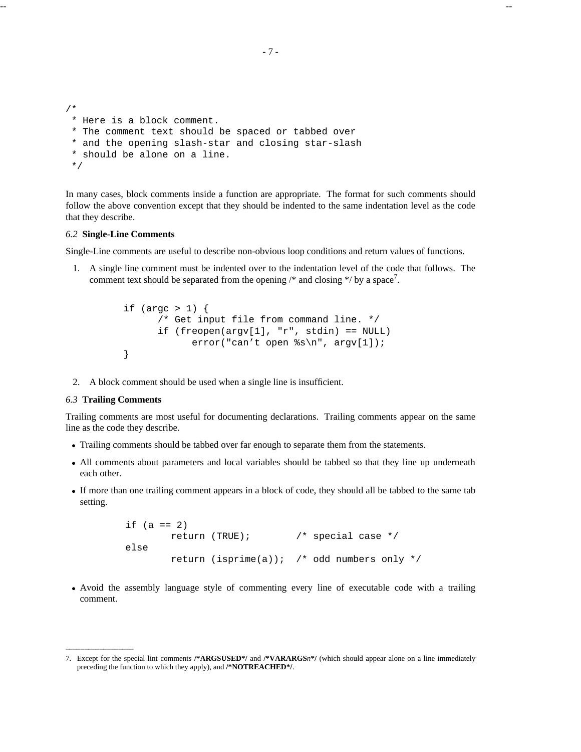```
/*
 * Here is a block comment.
 * The comment text should be spaced or tabbed over
 * and the opening slash-star and closing star-slash
 * should be alone on a line.
 */
```

In many cases, block comments inside a function are appropriate. The format for such comments should follow the above convention except that they should be indented to the same indentation level as the code that they describe.

### *6.2* Single-Line Comments

Single-Line comments are useful to describe non-obvious loop conditions and return values of functions.

1. A single line comment must be indented over to the indentation level of the code that follows. The comment text should be separated from the opening /* and closing */ by a space[7].

```
if (argc > 1) {
      /* Get input file from command line. */
      if (freopen(argv[1], "r", stdin) == NULL)
            error("can't open %s\n", argv[1]);
}
```

2. A block comment should be used when a single line is insufficient.

### *6.3* Trailing Comments

Trailing comments are most useful for documenting declarations. Trailing comments appear on the same line as the code they describe.

- Trailing comments should be tabbed over far enough to separate them from the statements.
- All comments about parameters and local variables should be tabbed so that they line up underneath each other.
- If more than one trailing comment appears in a block of code, they should all be tabbed to the same tab setting.

```
if (a == 2)
        return (TRUE);        /* special case */
else
        return (isprime(a));  /* odd numbers only */
```

- Avoid the assembly language style of commenting every line of executable code with a trailing comment.

---

7. Except for the special lint comments **/*ARGSUSED*/** and **/*VARARGS*n***/** (which should appear alone on a line immediately preceding the function to which they apply), and **/*NOTREACHED*/**.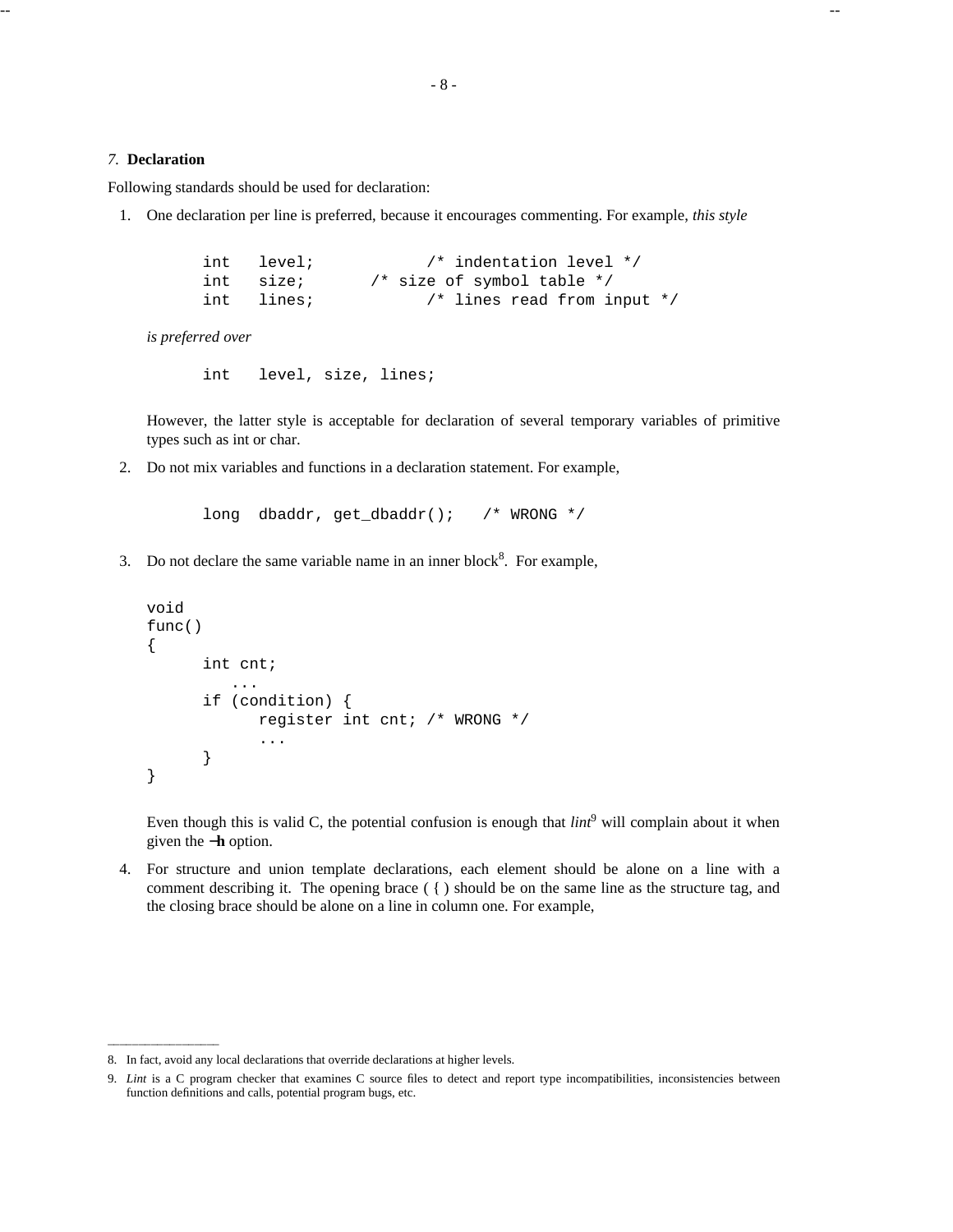## *7.* **Declaration**

Following standards should be used for declaration:

1. One declaration per line is preferred, because it encourages commenting. For example, *this style*

   ```
   int   level;           /* indentation level */
   int   size;       /* size of symbol table */
   int   lines;           /* lines read from input */
   ```

   *is preferred over*

   ```
   int   level, size, lines;
   ```

   However, the latter style is acceptable for declaration of several temporary variables of primitive types such as int or char.

2. Do not mix variables and functions in a declaration statement. For example,

   ```
   long  dbaddr, get_dbaddr();   /* WRONG */
   ```

3. Do not declare the same variable name in an inner block[8]. For example,

   ```
   void
   func()
   {
         int cnt;
            ...
         if (condition) {
               register int cnt; /* WRONG */
               ...
         }
   }
   ```

   Even though this is valid C, the potential confusion is enough that *lint*[9] will complain about it when given the **−h** option.

4. For structure and union template declarations, each element should be alone on a line with a comment describing it. The opening brace ( { ) should be on the same line as the structure tag, and the closing brace should be alone on a line in column one. For example,

---

8. In fact, avoid any local declarations that override declarations at higher levels.

9. *Lint* is a C program checker that examines C source files to detect and report type incompatibilities, inconsistencies between function definitions and calls, potential program bugs, etc.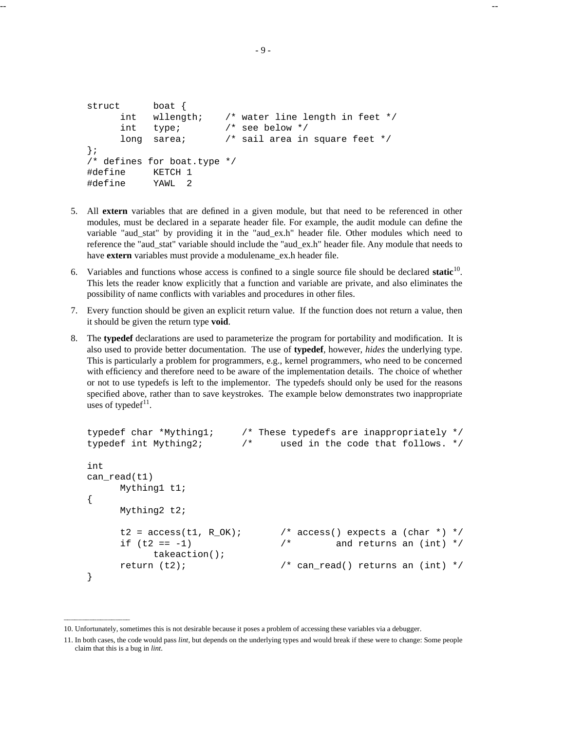```
struct      boat {
      int   wllength;    /* water line length in feet */
      int   type;        /* see below */
      long  sarea;       /* sail area in square feet */
};
/* defines for boat.type */
#define     KETCH 1
#define     YAWL  2
```

5. All **extern** variables that are defined in a given module, but that need to be referenced in other modules, must be declared in a separate header file. For example, the audit module can define the variable "aud_stat" by providing it in the "aud_ex.h" header file. Other modules which need to reference the "aud_stat" variable should include the "aud_ex.h" header file. Any module that needs to have **extern** variables must provide a modulename_ex.h header file.

6. Variables and functions whose access is confined to a single source file should be declared **static**[10]. This lets the reader know explicitly that a function and variable are private, and also eliminates the possibility of name conflicts with variables and procedures in other files.

7. Every function should be given an explicit return value. If the function does not return a value, then it should be given the return type **void**.

8. The **typedef** declarations are used to parameterize the program for portability and modification. It is also used to provide better documentation. The use of **typedef**, however, *hides* the underlying type. This is particularly a problem for programmers, e.g., kernel programmers, who need to be concerned with efficiency and therefore need to be aware of the implementation details. The choice of whether or not to use typedefs is left to the implementor. The typedefs should only be used for the reasons specified above, rather than to save keystrokes. The example below demonstrates two inappropriate uses of typedef[11].

```
typedef char *Mything1;     /* These typedefs are inappropriately */
typedef int Mything2;       /*     used in the code that follows. */

int
can_read(t1)
      Mything1 t1;
{
      Mything2 t2;

      t2 = access(t1, R_OK);       /* access() expects a (char *) */
      if (t2 == -1)                /*        and returns an (int) */
            takeaction();
      return (t2);                 /* can_read() returns an (int) */
}
```

---

10. Unfortunately, sometimes this is not desirable because it poses a problem of accessing these variables via a debugger.

11. In both cases, the code would pass *lint*, but depends on the underlying types and would break if these were to change: Some people claim that this is a bug in *lint*.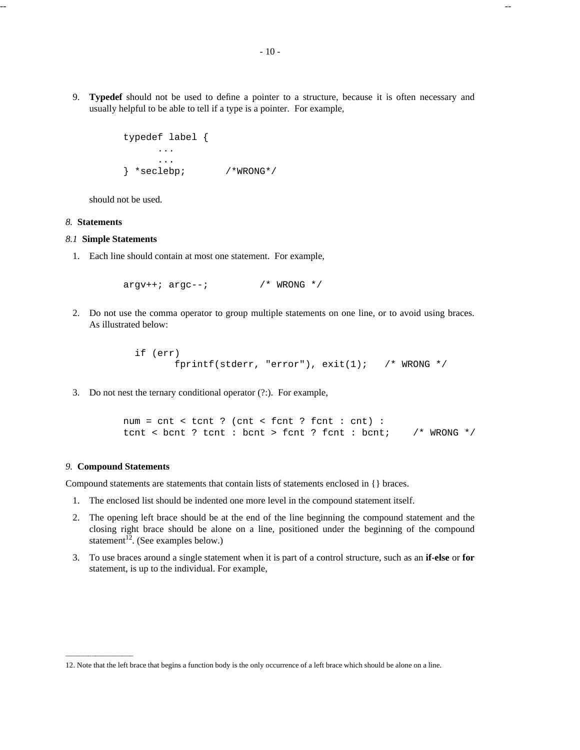9. **Typedef** should not be used to define a pointer to a structure, because it is often necessary and usually helpful to be able to tell if a type is a pointer. For example,

```
typedef label {
      ...
      ...
} *seclebp;        /*WRONG*/
```

should not be used.

## *8.* Statements

### *8.1* Simple Statements

1. Each line should contain at most one statement. For example,

```
argv++; argc--;         /* WRONG */
```

2. Do not use the comma operator to group multiple statements on one line, or to avoid using braces. As illustrated below:

```
  if (err)
         fprintf(stderr, "error"), exit(1);   /* WRONG */
```

3. Do not nest the ternary conditional operator (?:). For example,

```
num = cnt < tcnt ? (cnt < fcnt ? fcnt : cnt) :
tcnt < bcnt ? tcnt : bcnt > fcnt ? fcnt : bcnt;    /* WRONG */
```

## *9.* Compound Statements

Compound statements are statements that contain lists of statements enclosed in {} braces.

1. The enclosed list should be indented one more level in the compound statement itself.

2. The opening left brace should be at the end of the line beginning the compound statement and the closing right brace should be alone on a line, positioned under the beginning of the compound statement[12]. (See examples below.)

3. To use braces around a single statement when it is part of a control structure, such as an **if-else** or **for** statement, is up to the individual. For example,

---

12. Note that the left brace that begins a function body is the only occurrence of a left brace which should be alone on a line.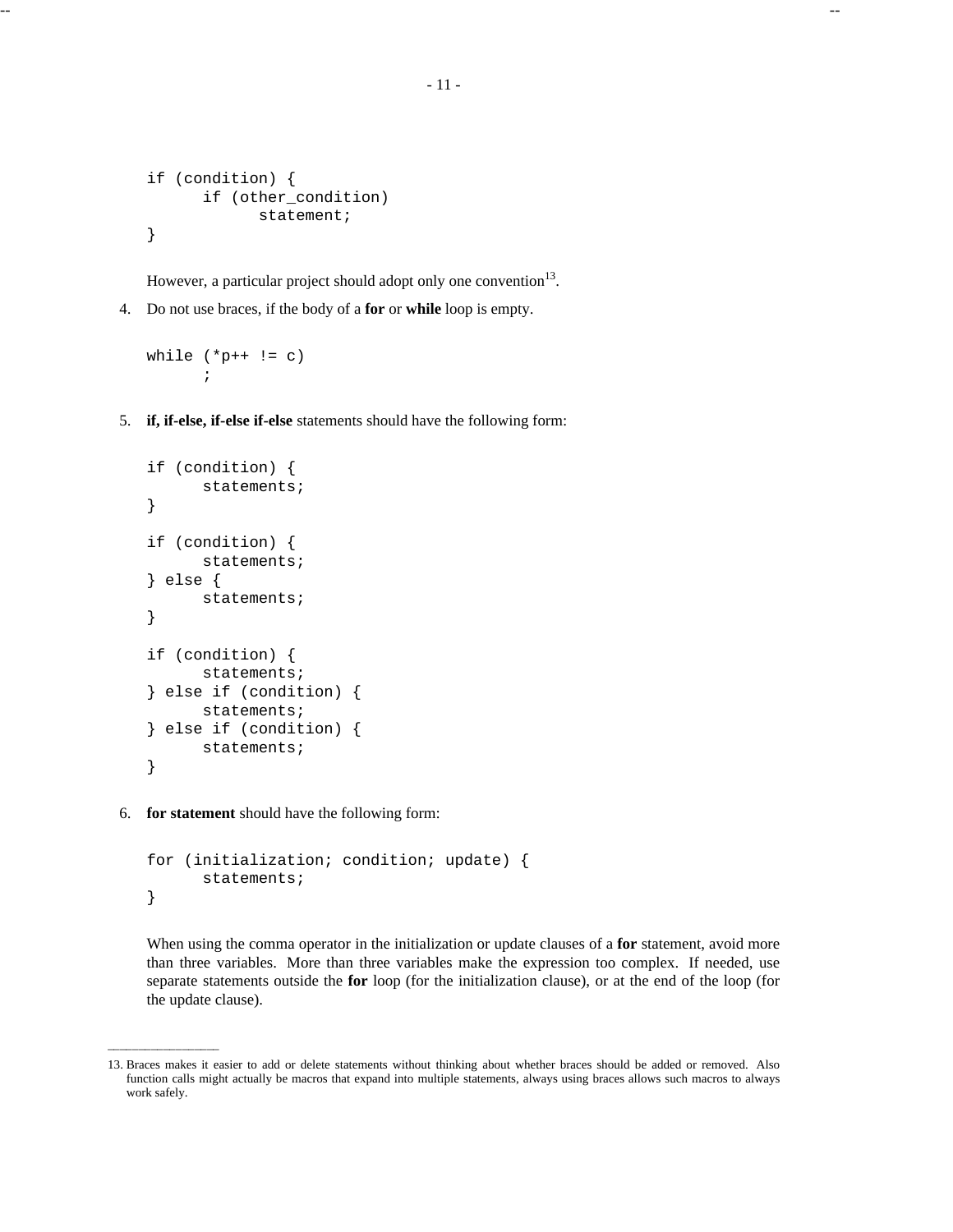```
if (condition) {
      if (other_condition)
            statement;
}
```

However, a particular project should adopt only one convention[13].

4. Do not use braces, if the body of a **for** or **while** loop is empty.

```
while (*p++ != c)
      ;
```

5. **if, if-else, if-else if-else** statements should have the following form:

```
if (condition) {
      statements;
}

if (condition) {
      statements;
} else {
      statements;
}

if (condition) {
      statements;
} else if (condition) {
      statements;
} else if (condition) {
      statements;
}
```

6. **for statement** should have the following form:

```
for (initialization; condition; update) {
      statements;
}
```

When using the comma operator in the initialization or update clauses of a **for** statement, avoid more than three variables. More than three variables make the expression too complex. If needed, use separate statements outside the **for** loop (for the initialization clause), or at the end of the loop (for the update clause).

---

13. Braces makes it easier to add or delete statements without thinking about whether braces should be added or removed. Also function calls might actually be macros that expand into multiple statements, always using braces allows such macros to always work safely.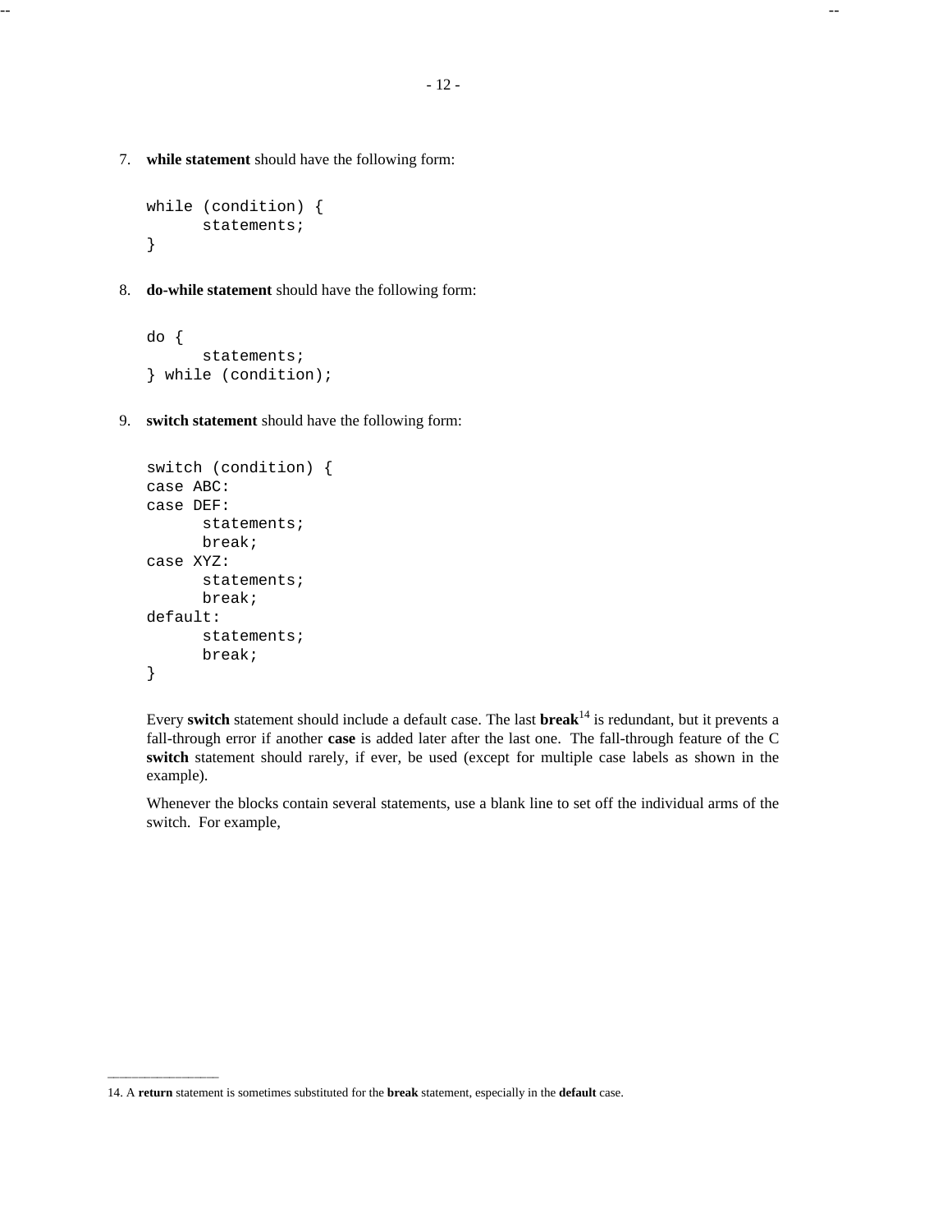7. **while statement** should have the following form:

```
while (condition) {
      statements;
}
```

8. **do-while statement** should have the following form:

```
do {
      statements;
} while (condition);
```

9. **switch statement** should have the following form:

```
switch (condition) {
case ABC:
case DEF:
      statements;
      break;
case XYZ:
      statements;
      break;
default:
      statements;
      break;
}
```

Every **switch** statement should include a default case. The last **break**[14] is redundant, but it prevents a fall-through error if another **case** is added later after the last one. The fall-through feature of the C **switch** statement should rarely, if ever, be used (except for multiple case labels as shown in the example).

Whenever the blocks contain several statements, use a blank line to set off the individual arms of the switch. For example,

---

14. A **return** statement is sometimes substituted for the **break** statement, especially in the **default** case.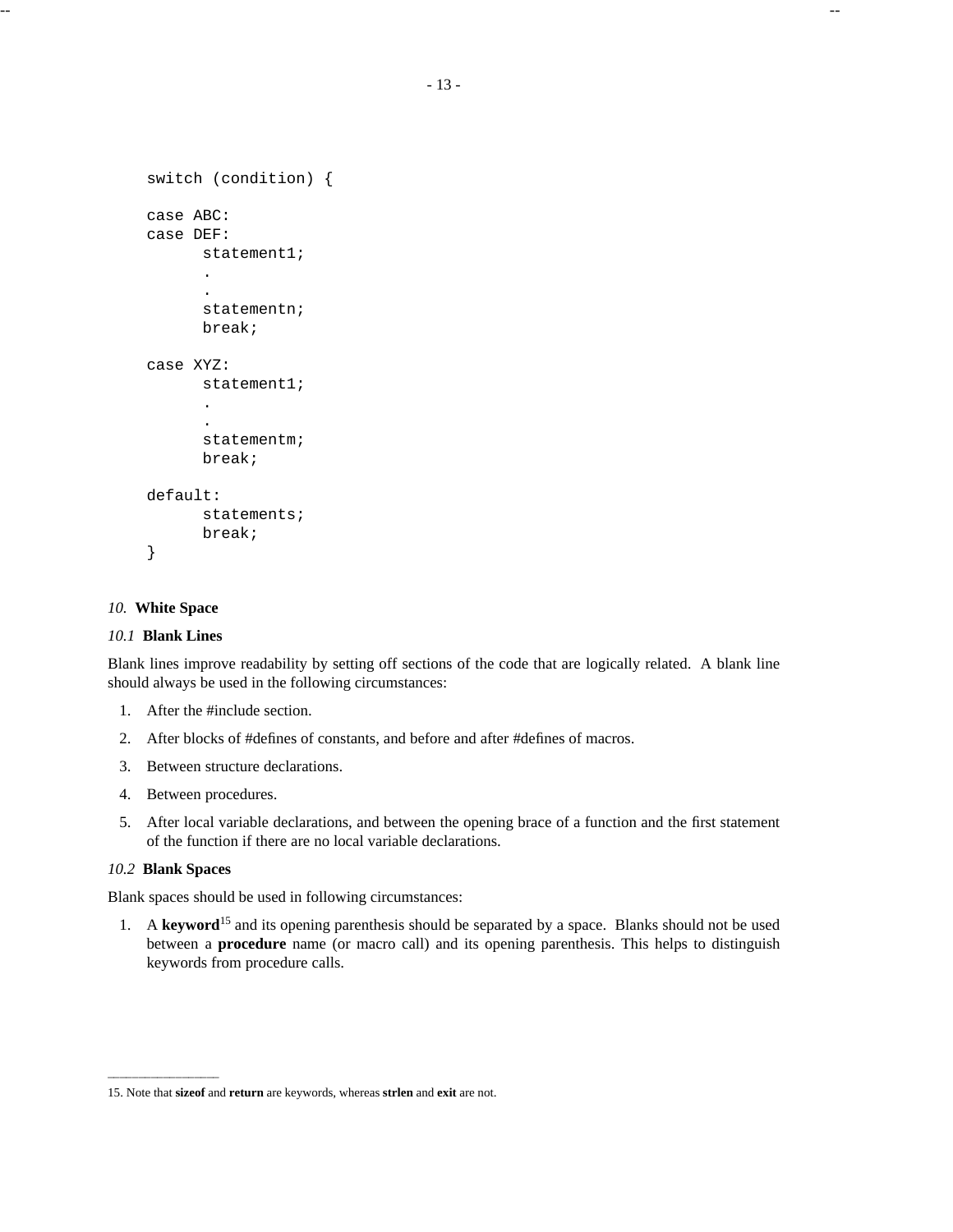```
switch (condition) {

case ABC:
case DEF:
      statement1;
      .
      .
      statementn;
      break;

case XYZ:
      statement1;
      .
      .
      statementm;
      break;

default:
      statements;
      break;
}
```

## *10.* White Space

### *10.1* Blank Lines

Blank lines improve readability by setting off sections of the code that are logically related. A blank line should always be used in the following circumstances:

1. After the #include section.
2. After blocks of #defines of constants, and before and after #defines of macros.
3. Between structure declarations.
4. Between procedures.
5. After local variable declarations, and between the opening brace of a function and the first statement of the function if there are no local variable declarations.

### *10.2* Blank Spaces

Blank spaces should be used in following circumstances:

1. A **keyword**[15] and its opening parenthesis should be separated by a space. Blanks should not be used between a **procedure** name (or macro call) and its opening parenthesis. This helps to distinguish keywords from procedure calls.

---

15. Note that **sizeof** and **return** are keywords, whereas **strlen** and **exit** are not.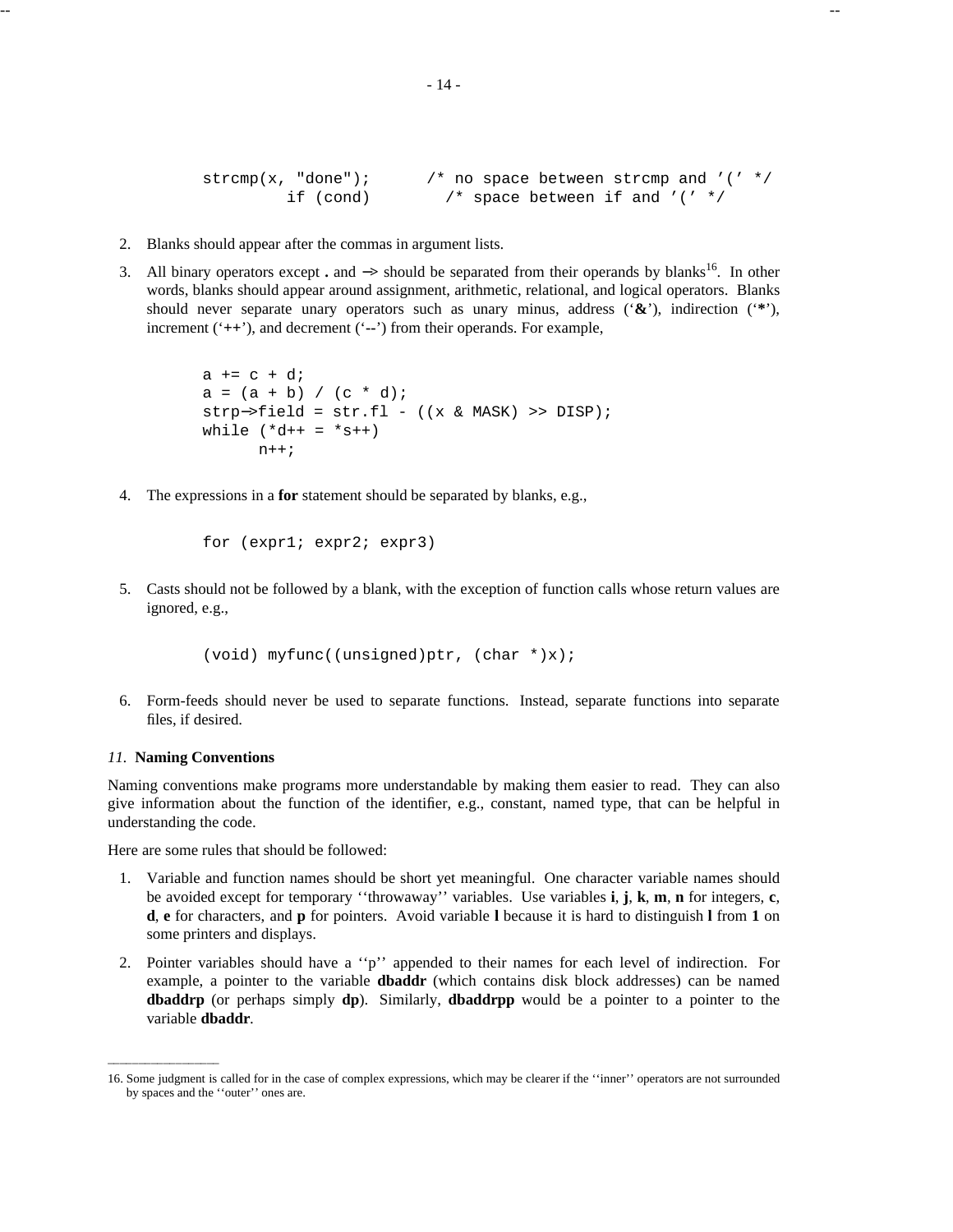```
strcmp(x, "done");      /* no space between strcmp and '(' */
        if (cond)       /* space between if and '(' */
```

2. Blanks should appear after the commas in argument lists.

3. All binary operators except **.** and **->** should be separated from their operands by blanks[16]. In other words, blanks should appear around assignment, arithmetic, relational, and logical operators. Blanks should never separate unary operators such as unary minus, address ('**&**'), indirection ('*'), increment ('++'), and decrement ('--') from their operands. For example,

```
a += c + d;
a = (a + b) / (c * d);
strp->field = str.fl - ((x & MASK) >> DISP);
while (*d++ = *s++)
      n++;
```

4. The expressions in a **for** statement should be separated by blanks, e.g.,

```
for (expr1; expr2; expr3)
```

5. Casts should not be followed by a blank, with the exception of function calls whose return values are ignored, e.g.,

```
(void) myfunc((unsigned)ptr, (char *)x);
```

6. Form-feeds should never be used to separate functions. Instead, separate functions into separate files, if desired.

## *11.* Naming Conventions

Naming conventions make programs more understandable by making them easier to read. They can also give information about the function of the identifier, e.g., constant, named type, that can be helpful in understanding the code.

Here are some rules that should be followed:

1. Variable and function names should be short yet meaningful. One character variable names should be avoided except for temporary ''throwaway'' variables. Use variables **i**, **j**, **k**, **m**, **n** for integers, **c**, **d**, **e** for characters, and **p** for pointers. Avoid variable **l** because it is hard to distinguish **l** from **1** on some printers and displays.

2. Pointer variables should have a ''p'' appended to their names for each level of indirection. For example, a pointer to the variable **dbaddr** (which contains disk block addresses) can be named **dbaddrp** (or perhaps simply **dp**). Similarly, **dbaddrpp** would be a pointer to a pointer to the variable **dbaddr**.

---

16. Some judgment is called for in the case of complex expressions, which may be clearer if the ''inner'' operators are not surrounded by spaces and the ''outer'' ones are.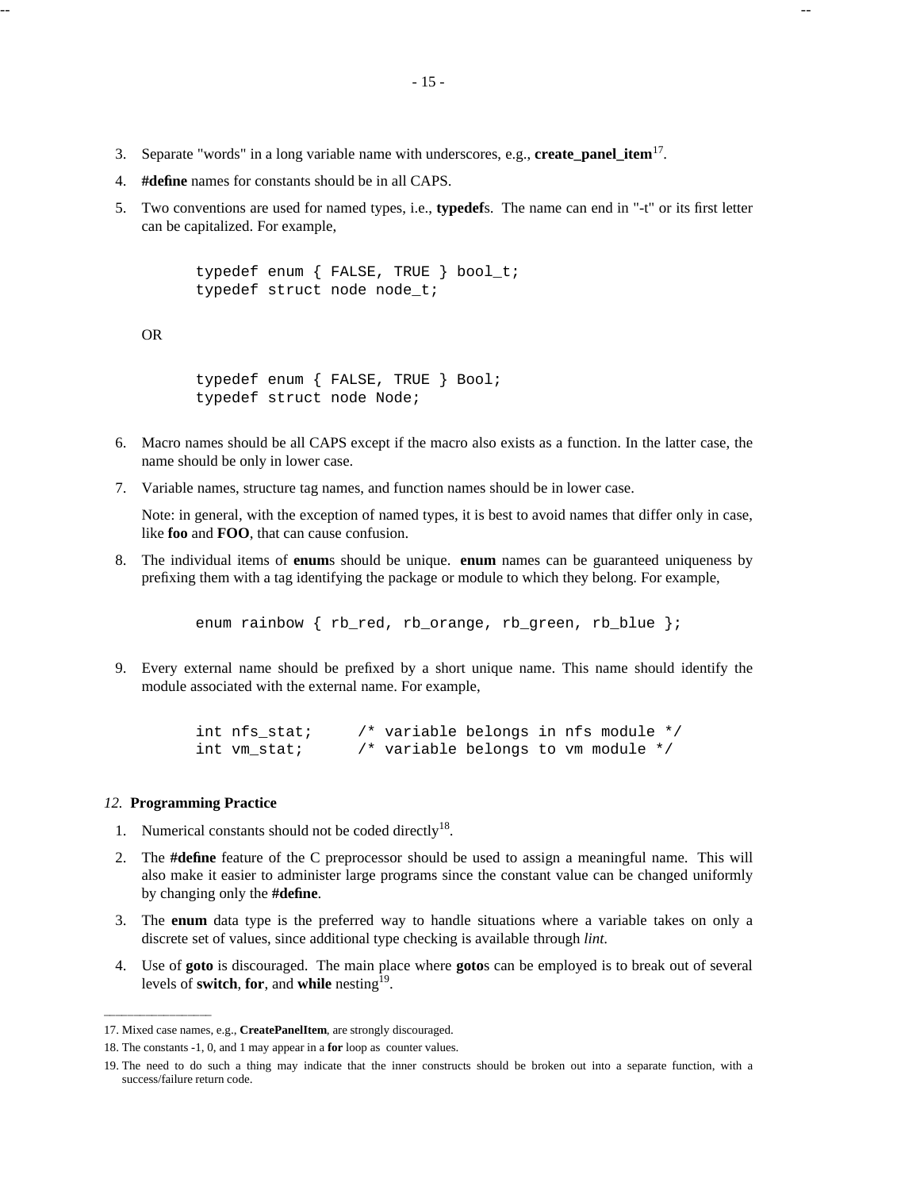3. Separate "words" in a long variable name with underscores, e.g., **create_panel_item**[17].

4. **#define** names for constants should be in all CAPS.

5. Two conventions are used for named types, i.e., **typedef**s. The name can end in "-t" or its first letter can be capitalized. For example,

```
typedef enum { FALSE, TRUE } bool_t;
typedef struct node node_t;
```

   OR

```
typedef enum { FALSE, TRUE } Bool;
typedef struct node Node;
```

6. Macro names should be all CAPS except if the macro also exists as a function. In the latter case, the name should be only in lower case.

7. Variable names, structure tag names, and function names should be in lower case.

   Note: in general, with the exception of named types, it is best to avoid names that differ only in case, like **foo** and **FOO**, that can cause confusion.

8. The individual items of **enum**s should be unique. **enum** names can be guaranteed uniqueness by prefixing them with a tag identifying the package or module to which they belong. For example,

```
enum rainbow { rb_red, rb_orange, rb_green, rb_blue };
```

9. Every external name should be prefixed by a short unique name. This name should identify the module associated with the external name. For example,

```
int nfs_stat;     /* variable belongs in nfs module */
int vm_stat;      /* variable belongs to vm module */
```

### *12.* Programming Practice

1. Numerical constants should not be coded directly[18].

2. The **#define** feature of the C preprocessor should be used to assign a meaningful name. This will also make it easier to administer large programs since the constant value can be changed uniformly by changing only the **#define**.

3. The **enum** data type is the preferred way to handle situations where a variable takes on only a discrete set of values, since additional type checking is available through *lint.*

4. Use of **goto** is discouraged. The main place where **goto**s can be employed is to break out of several levels of **switch**, **for**, and **while** nesting[19].

---

17. Mixed case names, e.g., **CreatePanelItem**, are strongly discouraged.

18. The constants -1, 0, and 1 may appear in a **for** loop as counter values.

19. The need to do such a thing may indicate that the inner constructs should be broken out into a separate function, with a success/failure return code.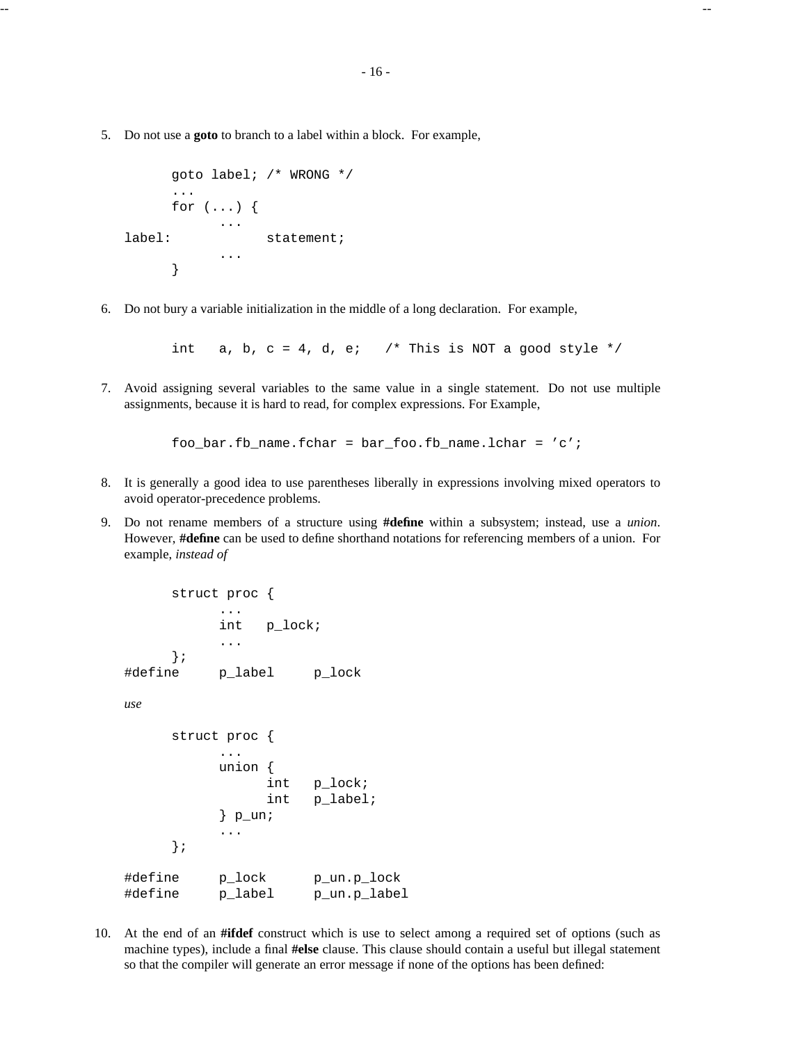5. Do not use a **goto** to branch to a label within a block. For example,

```
        goto label; /* WRONG */
        ...
        for (...) {
                ...
label:                  statement;
                ...
        }
```

6. Do not bury a variable initialization in the middle of a long declaration. For example,

```
        int   a, b, c = 4, d, e;   /* This is NOT a good style */
```

7. Avoid assigning several variables to the same value in a single statement. Do not use multiple assignments, because it is hard to read, for complex expressions. For Example,

```
        foo_bar.fb_name.fchar = bar_foo.fb_name.lchar = 'c';
```

8. It is generally a good idea to use parentheses liberally in expressions involving mixed operators to avoid operator-precedence problems.

9. Do not rename members of a structure using **#define** within a subsystem; instead, use a *union*. However, **#define** can be used to define shorthand notations for referencing members of a union. For example, *instead of*

```
        struct proc {
                ...
                int   p_lock;
                ...
        };
#define      p_label      p_lock
```

*use*

```
        struct proc {
                ...
                union {
                        int   p_lock;
                        int   p_label;
                } p_un;
                ...
        };

#define      p_lock       p_un.p_lock
#define      p_label      p_un.p_label
```

10. At the end of an **#ifdef** construct which is use to select among a required set of options (such as machine types), include a final **#else** clause. This clause should contain a useful but illegal statement so that the compiler will generate an error message if none of the options has been defined: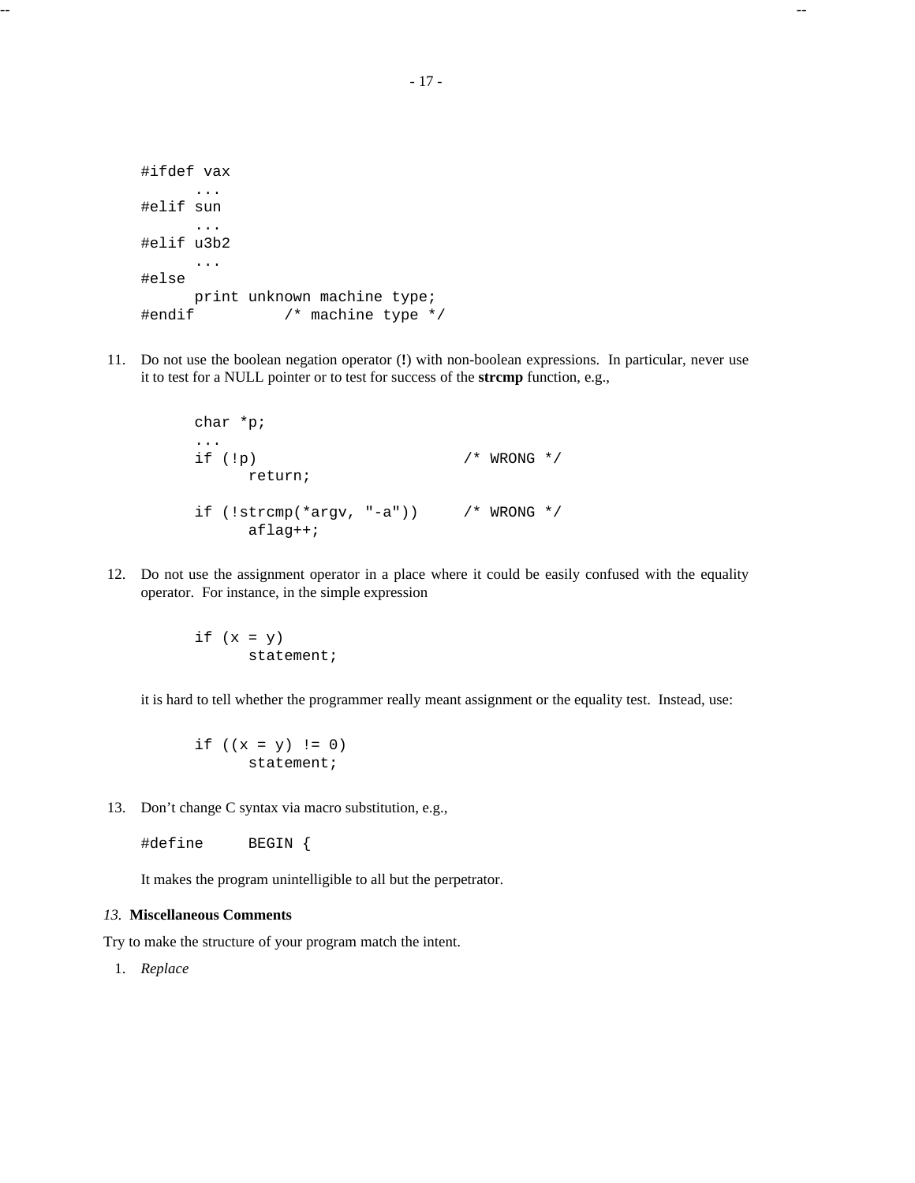```
#ifdef vax
      ...
#elif sun
      ...
#elif u3b2
      ...
#else
      print unknown machine type;
#endif          /* machine type */
```

11. Do not use the boolean negation operator (**!**) with non-boolean expressions. In particular, never use it to test for a NULL pointer or to test for success of the **strcmp** function, e.g.,

```
char *p;
...
if (!p)                        /* WRONG */
      return;

if (!strcmp(*argv, "-a"))      /* WRONG */
      aflag++;
```

12. Do not use the assignment operator in a place where it could be easily confused with the equality operator. For instance, in the simple expression

```
if (x = y)
      statement;
```

it is hard to tell whether the programmer really meant assignment or the equality test. Instead, use:

```
if ((x = y) != 0)
      statement;
```

13. Don't change C syntax via macro substitution, e.g.,

```
#define     BEGIN {
```

It makes the program unintelligible to all but the perpetrator.

### *13.* Miscellaneous Comments

Try to make the structure of your program match the intent.

1. *Replace*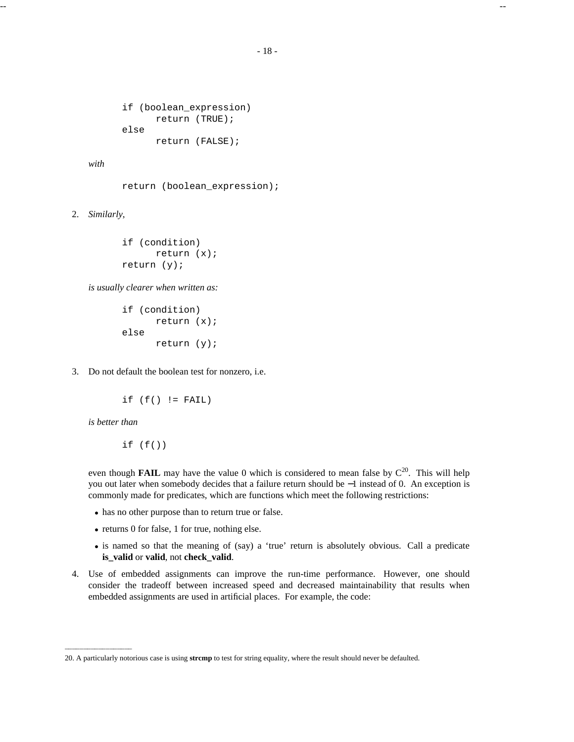```
if (boolean_expression)
      return (TRUE);
else
      return (FALSE);
```

*with*

```
return (boolean_expression);
```

2. *Similarly,*

```
if (condition)
      return (x);
return (y);
```

*is usually clearer when written as:*

```
if (condition)
      return (x);
else
      return (y);
```

3. Do not default the boolean test for nonzero, i.e.

```
if (f() != FAIL)
```

*is better than*

```
if (f())
```

even though **FAIL** may have the value 0 which is considered to mean false by C[20]. This will help you out later when somebody decides that a failure return should be −1 instead of 0. An exception is commonly made for predicates, which are functions which meet the following restrictions:

- has no other purpose than to return true or false.
- returns 0 for false, 1 for true, nothing else.
- is named so that the meaning of (say) a 'true' return is absolutely obvious. Call a predicate **is_valid** or **valid**, not **check_valid**.

4. Use of embedded assignments can improve the run-time performance. However, one should consider the tradeoff between increased speed and decreased maintainability that results when embedded assignments are used in artificial places. For example, the code:

---

20. A particularly notorious case is using **strcmp** to test for string equality, where the result should never be defaulted.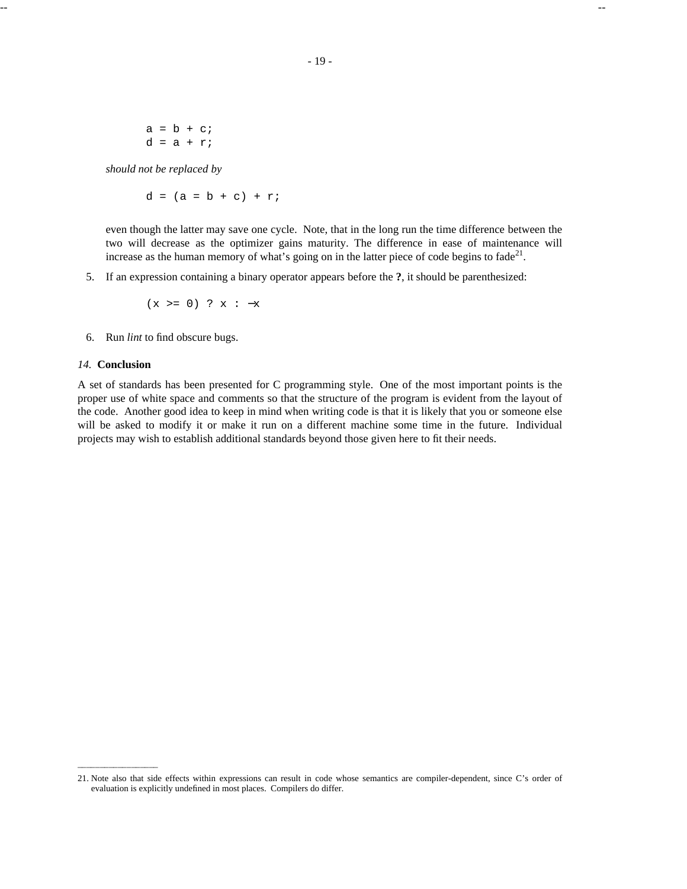```
a = b + c;
d = a + r;
```

*should not be replaced by*

```
d = (a = b + c) + r;
```

even though the latter may save one cycle. Note, that in the long run the time difference between the two will decrease as the optimizer gains maturity. The difference in ease of maintenance will increase as the human memory of what's going on in the latter piece of code begins to fade[21].

5. If an expression containing a binary operator appears before the **?**, it should be parenthesized:

```
(x >= 0) ? x : −x
```

6. Run *lint* to find obscure bugs.

## *14.* **Conclusion**

A set of standards has been presented for C programming style. One of the most important points is the proper use of white space and comments so that the structure of the program is evident from the layout of the code. Another good idea to keep in mind when writing code is that it is likely that you or someone else will be asked to modify it or make it run on a different machine some time in the future. Individual projects may wish to establish additional standards beyond those given here to fit their needs.

---

21. Note also that side effects within expressions can result in code whose semantics are compiler-dependent, since C's order of evaluation is explicitly undefined in most places. Compilers do differ.